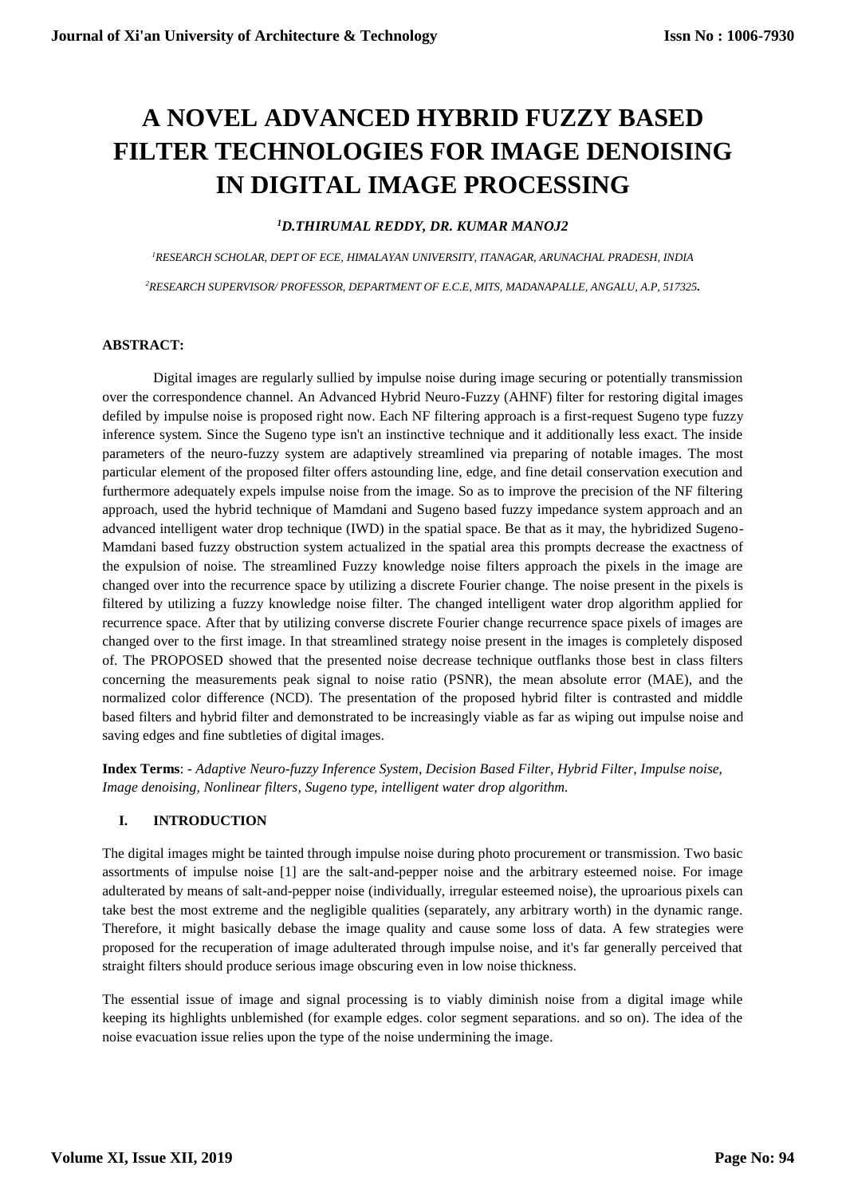# A NOVEL ADVANCED HYBRID FUZZY BASED FILTER TECHNOLOGIES FOR IMAGE DENOISING IN DIGITAL IMAGE PROCESSING

***[1]D.THIRUMAL REDDY, DR. KUMAR MANOJ2***

*[1]RESEARCH SCHOLAR, DEPT OF ECE, HIMALAYAN UNIVERSITY, ITANAGAR, ARUNACHAL PRADESH, INDIA*

*[2]RESEARCH SUPERVISOR/ PROFESSOR, DEPARTMENT OF E.C.E, MITS, MADANAPALLE, ANGALU, A.P, 517325.*

**ABSTRACT:**

Digital images are regularly sullied by impulse noise during image securing or potentially transmission over the correspondence channel. An Advanced Hybrid Neuro-Fuzzy (AHNF) filter for restoring digital images defiled by impulse noise is proposed right now. Each NF filtering approach is a first-request Sugeno type fuzzy inference system. Since the Sugeno type isn't an instinctive technique and it additionally less exact. The inside parameters of the neuro-fuzzy system are adaptively streamlined via preparing of notable images. The most particular element of the proposed filter offers astounding line, edge, and fine detail conservation execution and furthermore adequately expels impulse noise from the image. So as to improve the precision of the NF filtering approach, used the hybrid technique of Mamdani and Sugeno based fuzzy impedance system approach and an advanced intelligent water drop technique (IWD) in the spatial space. Be that as it may, the hybridized Sugeno-Mamdani based fuzzy obstruction system actualized in the spatial area this prompts decrease the exactness of the expulsion of noise. The streamlined Fuzzy knowledge noise filters approach the pixels in the image are changed over into the recurrence space by utilizing a discrete Fourier change. The noise present in the pixels is filtered by utilizing a fuzzy knowledge noise filter. The changed intelligent water drop algorithm applied for recurrence space. After that by utilizing converse discrete Fourier change recurrence space pixels of images are changed over to the first image. In that streamlined strategy noise present in the images is completely disposed of. The PROPOSED showed that the presented noise decrease technique outflanks those best in class filters concerning the measurements peak signal to noise ratio (PSNR), the mean absolute error (MAE), and the normalized color difference (NCD). The presentation of the proposed hybrid filter is contrasted and middle based filters and hybrid filter and demonstrated to be increasingly viable as far as wiping out impulse noise and saving edges and fine subtleties of digital images.

**Index Terms**: - *Adaptive Neuro-fuzzy Inference System, Decision Based Filter, Hybrid Filter, Impulse noise, Image denoising, Nonlinear filters, Sugeno type, intelligent water drop algorithm.*

## I. INTRODUCTION

The digital images might be tainted through impulse noise during photo procurement or transmission. Two basic assortments of impulse noise [1] are the salt-and-pepper noise and the arbitrary esteemed noise. For image adulterated by means of salt-and-pepper noise (individually, irregular esteemed noise), the uproarious pixels can take best the most extreme and the negligible qualities (separately, any arbitrary worth) in the dynamic range. Therefore, it might basically debase the image quality and cause some loss of data. A few strategies were proposed for the recuperation of image adulterated through impulse noise, and it's far generally perceived that straight filters should produce serious image obscuring even in low noise thickness.

The essential issue of image and signal processing is to viably diminish noise from a digital image while keeping its highlights unblemished (for example edges. color segment separations. and so on). The idea of the noise evacuation issue relies upon the type of the noise undermining the image.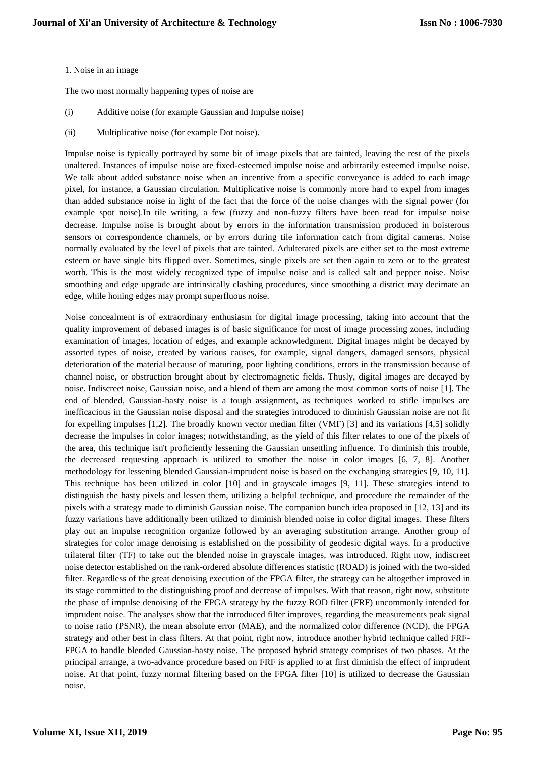1. Noise in an image

The two most normally happening types of noise are

(i) Additive noise (for example Gaussian and Impulse noise)

(ii) Multiplicative noise (for example Dot noise).

Impulse noise is typically portrayed by some bit of image pixels that are tainted, leaving the rest of the pixels unaltered. Instances of impulse noise are fixed-esteemed impulse noise and arbitrarily esteemed impulse noise. We talk about added substance noise when an incentive from a specific conveyance is added to each image pixel, for instance, a Gaussian circulation. Multiplicative noise is commonly more hard to expel from images than added substance noise in light of the fact that the force of the noise changes with the signal power (for example spot noise).In tile writing, a few (fuzzy and non-fuzzy filters have been read for impulse noise decrease. Impulse noise is brought about by errors in the information transmission produced in boisterous sensors or correspondence channels, or by errors during tile information catch from digital cameras. Noise normally evaluated by the level of pixels that are tainted. Adulterated pixels are either set to the most extreme esteem or have single bits flipped over. Sometimes, single pixels are set then again to zero or to the greatest worth. This is the most widely recognized type of impulse noise and is called salt and pepper noise. Noise smoothing and edge upgrade are intrinsically clashing procedures, since smoothing a district may decimate an edge, while honing edges may prompt superfluous noise.

Noise concealment is of extraordinary enthusiasm for digital image processing, taking into account that the quality improvement of debased images is of basic significance for most of image processing zones, including examination of images, location of edges, and example acknowledgment. Digital images might be decayed by assorted types of noise, created by various causes, for example, signal dangers, damaged sensors, physical deterioration of the material because of maturing, poor lighting conditions, errors in the transmission because of channel noise, or obstruction brought about by electromagnetic fields. Thusly, digital images are decayed by noise. Indiscreet noise, Gaussian noise, and a blend of them are among the most common sorts of noise [1]. The end of blended, Gaussian-hasty noise is a tough assignment, as techniques worked to stifle impulses are inefficacious in the Gaussian noise disposal and the strategies introduced to diminish Gaussian noise are not fit for expelling impulses [1,2]. The broadly known vector median filter (VMF) [3] and its variations [4,5] solidly decrease the impulses in color images; notwithstanding, as the yield of this filter relates to one of the pixels of the area, this technique isn't proficiently lessening the Gaussian unsettling influence. To diminish this trouble, the decreased requesting approach is utilized to smother the noise in color images [6, 7, 8]. Another methodology for lessening blended Gaussian-imprudent noise is based on the exchanging strategies [9, 10, 11]. This technique has been utilized in color [10] and in grayscale images [9, 11]. These strategies intend to distinguish the hasty pixels and lessen them, utilizing a helpful technique, and procedure the remainder of the pixels with a strategy made to diminish Gaussian noise. The companion bunch idea proposed in [12, 13] and its fuzzy variations have additionally been utilized to diminish blended noise in color digital images. These filters play out an impulse recognition organize followed by an averaging substitution arrange. Another group of strategies for color image denoising is established on the possibility of geodesic digital ways. In a productive trilateral filter (TF) to take out the blended noise in grayscale images, was introduced. Right now, indiscreet noise detector established on the rank-ordered absolute differences statistic (ROAD) is joined with the two-sided filter. Regardless of the great denoising execution of the FPGA filter, the strategy can be altogether improved in its stage committed to the distinguishing proof and decrease of impulses. With that reason, right now, substitute the phase of impulse denoising of the FPGA strategy by the fuzzy ROD filter (FRF) uncommonly intended for imprudent noise. The analyses show that the introduced filter improves, regarding the measurements peak signal to noise ratio (PSNR), the mean absolute error (MAE), and the normalized color difference (NCD), the FPGA strategy and other best in class filters. At that point, right now, introduce another hybrid technique called FRF-FPGA to handle blended Gaussian-hasty noise. The proposed hybrid strategy comprises of two phases. At the principal arrange, a two-advance procedure based on FRF is applied to at first diminish the effect of imprudent noise. At that point, fuzzy normal filtering based on the FPGA filter [10] is utilized to decrease the Gaussian noise.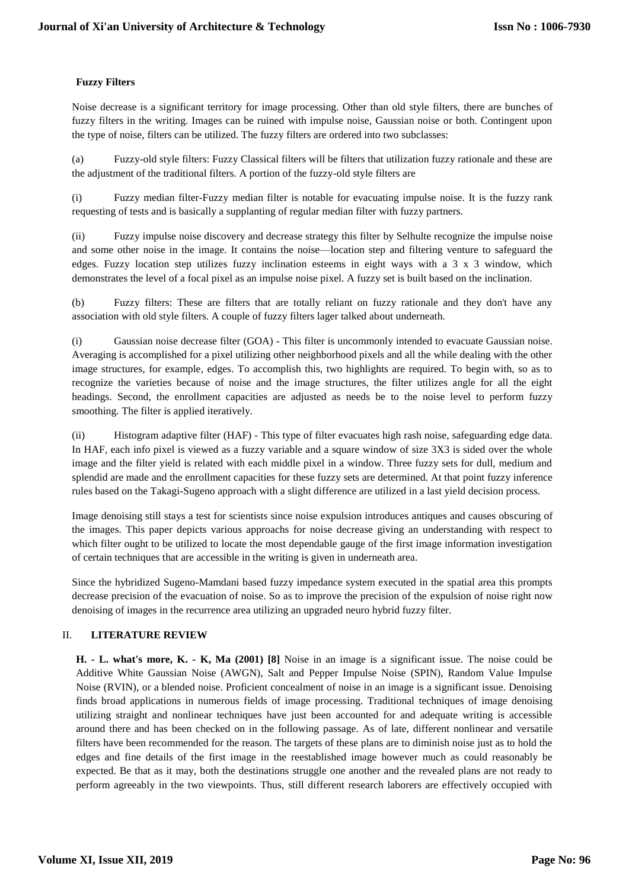**Fuzzy Filters**

Noise decrease is a significant territory for image processing. Other than old style filters, there are bunches of fuzzy filters in the writing. Images can be ruined with impulse noise, Gaussian noise or both. Contingent upon the type of noise, filters can be utilized. The fuzzy filters are ordered into two subclasses:

(a) Fuzzy-old style filters: Fuzzy Classical filters will be filters that utilization fuzzy rationale and these are the adjustment of the traditional filters. A portion of the fuzzy-old style filters are

(i) Fuzzy median filter-Fuzzy median filter is notable for evacuating impulse noise. It is the fuzzy rank requesting of tests and is basically a supplanting of regular median filter with fuzzy partners.

(ii) Fuzzy impulse noise discovery and decrease strategy this filter by Selhulte recognize the impulse noise and some other noise in the image. It contains the noise—location step and filtering venture to safeguard the edges. Fuzzy location step utilizes fuzzy inclination esteems in eight ways with a 3 x 3 window, which demonstrates the level of a focal pixel as an impulse noise pixel. A fuzzy set is built based on the inclination.

(b) Fuzzy filters: These are filters that are totally reliant on fuzzy rationale and they don't have any association with old style filters. A couple of fuzzy filters lager talked about underneath.

(i) Gaussian noise decrease filter (GOA) - This filter is uncommonly intended to evacuate Gaussian noise. Averaging is accomplished for a pixel utilizing other neighborhood pixels and all the while dealing with the other image structures, for example, edges. To accomplish this, two highlights are required. To begin with, so as to recognize the varieties because of noise and the image structures, the filter utilizes angle for all the eight headings. Second, the enrollment capacities are adjusted as needs be to the noise level to perform fuzzy smoothing. The filter is applied iteratively.

(ii) Histogram adaptive filter (HAF) - This type of filter evacuates high rash noise, safeguarding edge data. In HAF, each info pixel is viewed as a fuzzy variable and a square window of size 3X3 is sided over the whole image and the filter yield is related with each middle pixel in a window. Three fuzzy sets for dull, medium and splendid are made and the enrollment capacities for these fuzzy sets are determined. At that point fuzzy inference rules based on the Takagi-Sugeno approach with a slight difference are utilized in a last yield decision process.

Image denoising still stays a test for scientists since noise expulsion introduces antiques and causes obscuring of the images. This paper depicts various approachs for noise decrease giving an understanding with respect to which filter ought to be utilized to locate the most dependable gauge of the first image information investigation of certain techniques that are accessible in the writing is given in underneath area.

Since the hybridized Sugeno-Mamdani based fuzzy impedance system executed in the spatial area this prompts decrease precision of the evacuation of noise. So as to improve the precision of the expulsion of noise right now denoising of images in the recurrence area utilizing an upgraded neuro hybrid fuzzy filter.

## II. LITERATURE REVIEW

**H. - L. what's more, K. - K, Ma (2001) [8]** Noise in an image is a significant issue. The noise could be Additive White Gaussian Noise (AWGN), Salt and Pepper Impulse Noise (SPIN), Random Value Impulse Noise (RVIN), or a blended noise. Proficient concealment of noise in an image is a significant issue. Denoising finds broad applications in numerous fields of image processing. Traditional techniques of image denoising utilizing straight and nonlinear techniques have just been accounted for and adequate writing is accessible around there and has been checked on in the following passage. As of late, different nonlinear and versatile filters have been recommended for the reason. The targets of these plans are to diminish noise just as to hold the edges and fine details of the first image in the reestablished image however much as could reasonably be expected. Be that as it may, both the destinations struggle one another and the revealed plans are not ready to perform agreeably in the two viewpoints. Thus, still different research laborers are effectively occupied with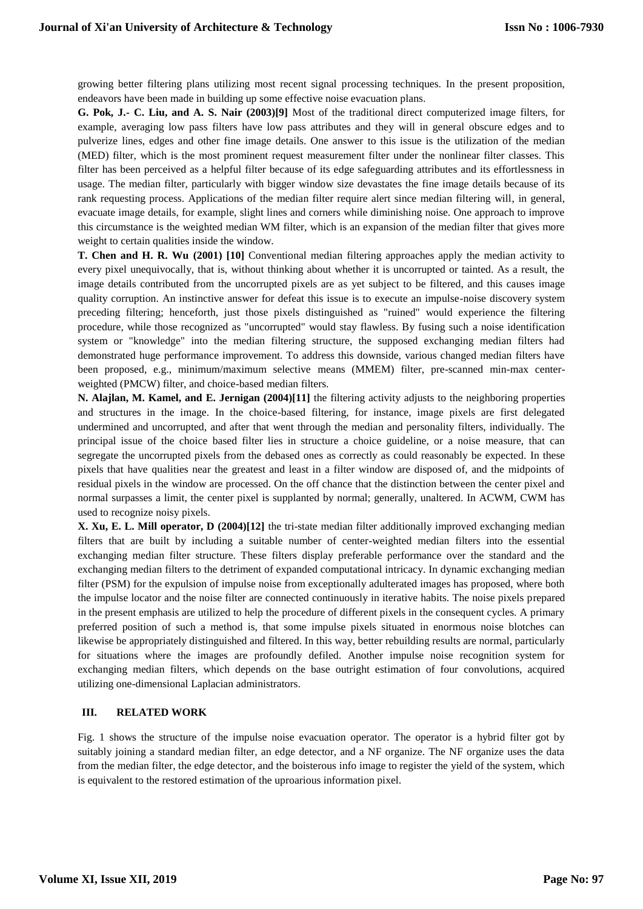growing better filtering plans utilizing most recent signal processing techniques. In the present proposition, endeavors have been made in building up some effective noise evacuation plans.

**G. Pok, J.- C. Liu, and A. S. Nair (2003)[9]** Most of the traditional direct computerized image filters, for example, averaging low pass filters have low pass attributes and they will in general obscure edges and to pulverize lines, edges and other fine image details. One answer to this issue is the utilization of the median (MED) filter, which is the most prominent request measurement filter under the nonlinear filter classes. This filter has been perceived as a helpful filter because of its edge safeguarding attributes and its effortlessness in usage. The median filter, particularly with bigger window size devastates the fine image details because of its rank requesting process. Applications of the median filter require alert since median filtering will, in general, evacuate image details, for example, slight lines and corners while diminishing noise. One approach to improve this circumstance is the weighted median WM filter, which is an expansion of the median filter that gives more weight to certain qualities inside the window.

**T. Chen and H. R. Wu (2001) [10]** Conventional median filtering approaches apply the median activity to every pixel unequivocally, that is, without thinking about whether it is uncorrupted or tainted. As a result, the image details contributed from the uncorrupted pixels are as yet subject to be filtered, and this causes image quality corruption. An instinctive answer for defeat this issue is to execute an impulse-noise discovery system preceding filtering; henceforth, just those pixels distinguished as "ruined" would experience the filtering procedure, while those recognized as "uncorrupted" would stay flawless. By fusing such a noise identification system or "knowledge" into the median filtering structure, the supposed exchanging median filters had demonstrated huge performance improvement. To address this downside, various changed median filters have been proposed, e.g., minimum/maximum selective means (MMEM) filter, pre-scanned min-max center-weighted (PMCW) filter, and choice-based median filters.

**N. Alajlan, M. Kamel, and E. Jernigan (2004)[11]** the filtering activity adjusts to the neighboring properties and structures in the image. In the choice-based filtering, for instance, image pixels are first delegated undermined and uncorrupted, and after that went through the median and personality filters, individually. The principal issue of the choice based filter lies in structure a choice guideline, or a noise measure, that can segregate the uncorrupted pixels from the debased ones as correctly as could reasonably be expected. In these pixels that have qualities near the greatest and least in a filter window are disposed of, and the midpoints of residual pixels in the window are processed. On the off chance that the distinction between the center pixel and normal surpasses a limit, the center pixel is supplanted by normal; generally, unaltered. In ACWM, CWM has used to recognize noisy pixels.

**X. Xu, E. L. Mill operator, D (2004)[12]** the tri-state median filter additionally improved exchanging median filters that are built by including a suitable number of center-weighted median filters into the essential exchanging median filter structure. These filters display preferable performance over the standard and the exchanging median filters to the detriment of expanded computational intricacy. In dynamic exchanging median filter (PSM) for the expulsion of impulse noise from exceptionally adulterated images has proposed, where both the impulse locator and the noise filter are connected continuously in iterative habits. The noise pixels prepared in the present emphasis are utilized to help the procedure of different pixels in the consequent cycles. A primary preferred position of such a method is, that some impulse pixels situated in enormous noise blotches can likewise be appropriately distinguished and filtered. In this way, better rebuilding results are normal, particularly for situations where the images are profoundly defiled. Another impulse noise recognition system for exchanging median filters, which depends on the base outright estimation of four convolutions, acquired utilizing one-dimensional Laplacian administrators.

## III. RELATED WORK

Fig. 1 shows the structure of the impulse noise evacuation operator. The operator is a hybrid filter got by suitably joining a standard median filter, an edge detector, and a NF organize. The NF organize uses the data from the median filter, the edge detector, and the boisterous info image to register the yield of the system, which is equivalent to the restored estimation of the uproarious information pixel.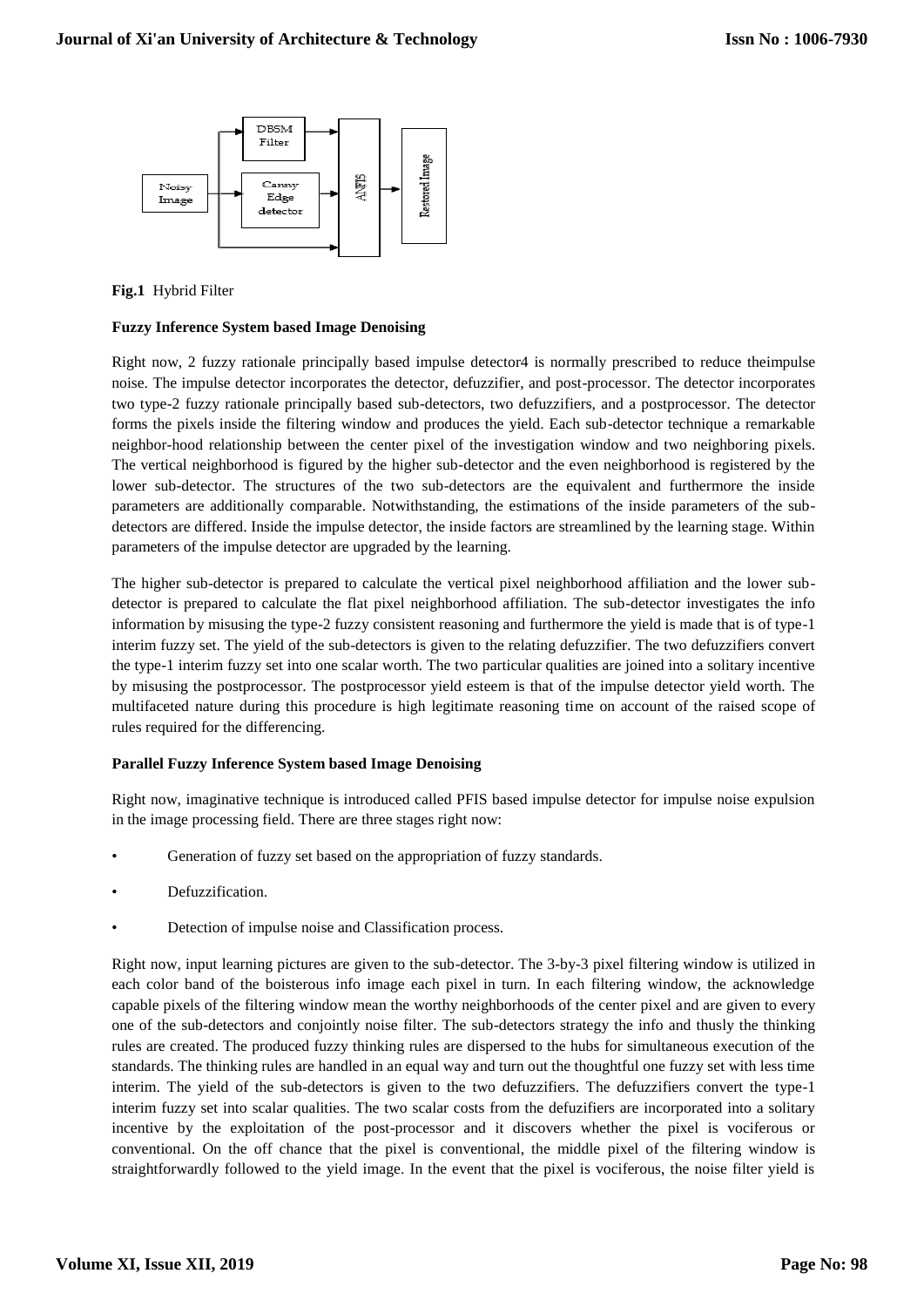**Fig.1** Hybrid Filter

**Fuzzy Inference System based Image Denoising**

Right now, 2 fuzzy rationale principally based impulse detector4 is normally prescribed to reduce theimpulse noise. The impulse detector incorporates the detector, defuzzifier, and post-processor. The detector incorporates two type-2 fuzzy rationale principally based sub-detectors, two defuzzifiers, and a postprocessor. The detector forms the pixels inside the filtering window and produces the yield. Each sub-detector technique a remarkable neighbor-hood relationship between the center pixel of the investigation window and two neighboring pixels. The vertical neighborhood is figured by the higher sub-detector and the even neighborhood is registered by the lower sub-detector. The structures of the two sub-detectors are the equivalent and furthermore the inside parameters are additionally comparable. Notwithstanding, the estimations of the inside parameters of the sub-detectors are differed. Inside the impulse detector, the inside factors are streamlined by the learning stage. Within parameters of the impulse detector are upgraded by the learning.

The higher sub-detector is prepared to calculate the vertical pixel neighborhood affiliation and the lower sub-detector is prepared to calculate the flat pixel neighborhood affiliation. The sub-detector investigates the info information by misusing the type-2 fuzzy consistent reasoning and furthermore the yield is made that is of type-1 interim fuzzy set. The yield of the sub-detectors is given to the relating defuzzifier. The two defuzzifiers convert the type-1 interim fuzzy set into one scalar worth. The two particular qualities are joined into a solitary incentive by misusing the postprocessor. The postprocessor yield esteem is that of the impulse detector yield worth. The multifaceted nature during this procedure is high legitimate reasoning time on account of the raised scope of rules required for the differencing.

**Parallel Fuzzy Inference System based Image Denoising**

Right now, imaginative technique is introduced called PFIS based impulse detector for impulse noise expulsion in the image processing field. There are three stages right now:

- Generation of fuzzy set based on the appropriation of fuzzy standards.
- Defuzzification.
- Detection of impulse noise and Classification process.

Right now, input learning pictures are given to the sub-detector. The 3-by-3 pixel filtering window is utilized in each color band of the boisterous info image each pixel in turn. In each filtering window, the acknowledge capable pixels of the filtering window mean the worthy neighborhoods of the center pixel and are given to every one of the sub-detectors and conjointly noise filter. The sub-detectors strategy the info and thusly the thinking rules are created. The produced fuzzy thinking rules are dispersed to the hubs for simultaneous execution of the standards. The thinking rules are handled in an equal way and turn out the thoughtful one fuzzy set with less time interim. The yield of the sub-detectors is given to the two defuzzifiers. The defuzzifiers convert the type-1 interim fuzzy set into scalar qualities. The two scalar costs from the defuzifiers are incorporated into a solitary incentive by the exploitation of the post-processor and it discovers whether the pixel is vociferous or conventional. On the off chance that the pixel is conventional, the middle pixel of the filtering window is straightforwardly followed to the yield image. In the event that the pixel is vociferous, the noise filter yield is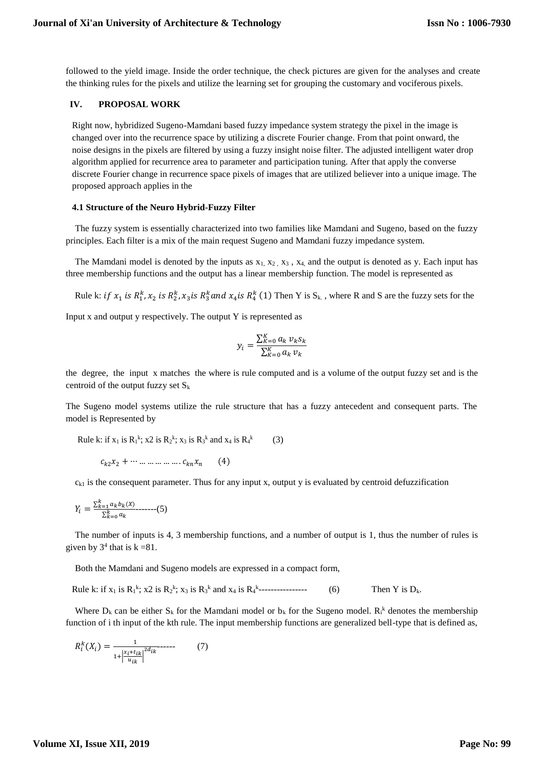followed to the yield image. Inside the order technique, the check pictures are given for the analyses and create the thinking rules for the pixels and utilize the learning set for grouping the customary and vociferous pixels.

## IV. PROPOSAL WORK

Right now, hybridized Sugeno-Mamdani based fuzzy impedance system strategy the pixel in the image is changed over into the recurrence space by utilizing a discrete Fourier change. From that point onward, the noise designs in the pixels are filtered by using a fuzzy insight noise filter. The adjusted intelligent water drop algorithm applied for recurrence area to parameter and participation tuning. After that apply the converse discrete Fourier change in recurrence space pixels of images that are utilized believer into a unique image. The proposed approach applies in the

### 4.1 Structure of the Neuro Hybrid-Fuzzy Filter

The fuzzy system is essentially characterized into two families like Mamdani and Sugeno, based on the fuzzy principles. Each filter is a mix of the main request Sugeno and Mamdani fuzzy impedance system.

The Mamdani model is denoted by the inputs as $x_1$, $x_2$, $x_3$, $x_4$ and the output is denoted as y. Each input has three membership functions and the output has a linear membership function. The model is represented as

Rule k: $if\ x_1\ is\ R_1^k, x_2\ is\ R_2^k, x_3 is\ R_3^k\ and\ x_4 is\ R_4^k$ (1) Then Y is $S_k$. , where R and S are the fuzzy sets for the

Input x and output y respectively. The output Y is represented as

$$y_i = \frac{\sum_{K=0}^{K} a_k\, v_k s_k}{\sum_{K=0}^{K} a_k\, v_k}$$

the degree, the input x matches the where is rule computed and is a volume of the output fuzzy set and is the centroid of the output fuzzy set $S_k$

The Sugeno model systems utilize the rule structure that has a fuzzy antecedent and consequent parts. The model is Represented by

Rule k: if $x_1$ is $R_1^k$; x2 is $R_2^k$; $x_3$ is $R_3^k$ and $x_4$ is $R_4^k$ (3)

$$c_{k2}x_2 + \cdots \ldots \ldots \ldots \ldots \ldots . c_{kn}x_n \qquad (4)$$

$c_{k1}$ is the consequent parameter. Thus for any input x, output y is evaluated by centroid defuzzification

$$Y_i = \frac{\sum_{k=1}^{k} a_k b_k(X)}{\sum_{k=0}^{k} a_k} \text{-------}(5)$$

The number of inputs is 4, 3 membership functions, and a number of output is 1, thus the number of rules is given by $3^4$ that is k =81.

Both the Mamdani and Sugeno models are expressed in a compact form,

Rule k: if $x_1$ is $R_1^k$; x2 is $R_2^k$; $x_3$ is $R_3^k$ and $x_4$ is $R_4^k$---------------- (6) Then Y is $D_k$.

Where $D_k$ can be either $S_k$ for the Mamdani model or $b_k$ for the Sugeno model. $R_i^k$ denotes the membership function of i th input of the kth rule. The input membership functions are generalized bell-type that is defined as,

$$R_i^k(X_i) = \frac{1}{1+\left|\frac{x_i+t_{ik}}{u_{ik}}\right|^{2d_{ik}}} \text{-----} \qquad (7)$$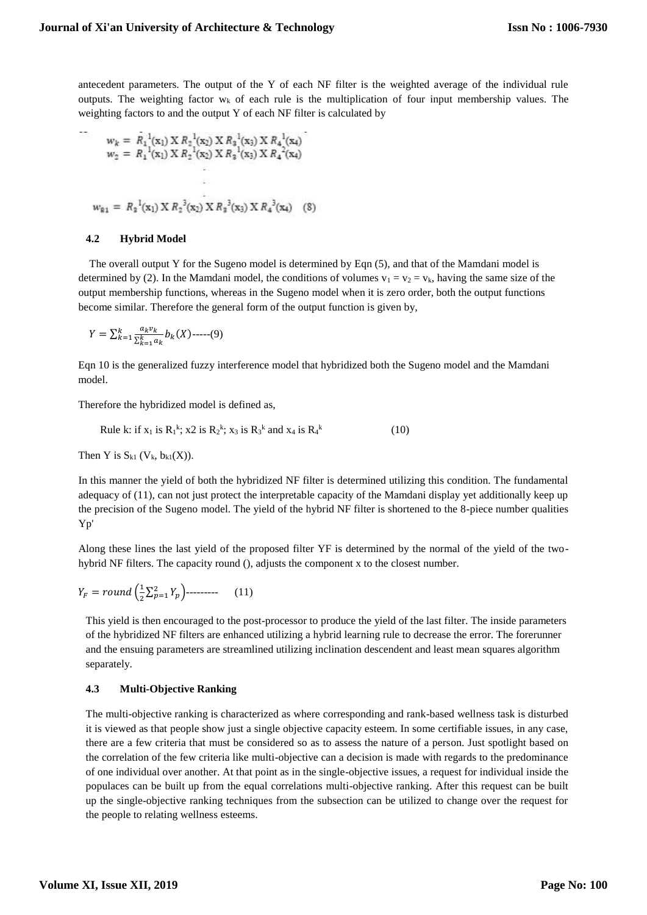antecedent parameters. The output of the Y of each NF filter is the weighted average of the individual rule outputs. The weighting factor $w_k$ of each rule is the multiplication of four input membership values. The weighting factors to and the output Y of each NF filter is calculated by

$$w_k = R_1^{\,1}(x_1) \,X\, R_2^{\,1}(x_2) \,X\, R_3^{\,1}(x_3) \,X\, R_4^{\,1}(x_4)$$
$$w_2 = R_1^{\,1}(x_1) \,X\, R_2^{\,1}(x_2) \,X\, R_3^{\,1}(x_3) \,X\, R_4^{\,2}(x_4)$$
$$\vdots$$
$$w_{81} = R_3^{\,1}(x_1) \,X\, R_2^{\,3}(x_2) \,X\, R_3^{\,3}(x_3) \,X\, R_4^{\,3}(x_4) \quad (8)$$

### 4.2 Hybrid Model

The overall output Y for the Sugeno model is determined by Eqn (5), and that of the Mamdani model is determined by (2). In the Mamdani model, the conditions of volumes $v_1 = v_2 = v_k$, having the same size of the output membership functions, whereas in the Sugeno model when it is zero order, both the output functions become similar. Therefore the general form of the output function is given by,

$$Y = \sum_{k=1}^{k} \frac{a_k v_k}{\sum_{k=1}^{k} a_k} b_k(X) \text{-----}(9)$$

Eqn 10 is the generalized fuzzy interference model that hybridized both the Sugeno model and the Mamdani model.

Therefore the hybridized model is defined as,

Rule k: if $x_1$ is $R_1^k$; x2 is $R_2^k$; $x_3$ is $R_3^k$ and $x_4$ is $R_4^k$ (10)

Then Y is $S_{k1}$ ($V_k$, $b_{k1}(X)$).

In this manner the yield of both the hybridized NF filter is determined utilizing this condition. The fundamental adequacy of (11), can not just protect the interpretable capacity of the Mamdani display yet additionally keep up the precision of the Sugeno model. The yield of the hybrid NF filter is shortened to the 8-piece number qualities Yp'

Along these lines the last yield of the proposed filter YF is determined by the normal of the yield of the two-hybrid NF filters. The capacity round (), adjusts the component x to the closest number.

$$Y_F = round\left(\frac{1}{2}\sum_{p=1}^{2} Y_p\right) \text{---------} \quad (11)$$

This yield is then encouraged to the post-processor to produce the yield of the last filter. The inside parameters of the hybridized NF filters are enhanced utilizing a hybrid learning rule to decrease the error. The forerunner and the ensuing parameters are streamlined utilizing inclination descendent and least mean squares algorithm separately.

### 4.3 Multi-Objective Ranking

The multi-objective ranking is characterized as where corresponding and rank-based wellness task is disturbed it is viewed as that people show just a single objective capacity esteem. In some certifiable issues, in any case, there are a few criteria that must be considered so as to assess the nature of a person. Just spotlight based on the correlation of the few criteria like multi-objective can a decision is made with regards to the predominance of one individual over another. At that point as in the single-objective issues, a request for individual inside the populaces can be built up from the equal correlations multi-objective ranking. After this request can be built up the single-objective ranking techniques from the subsection can be utilized to change over the request for the people to relating wellness esteems.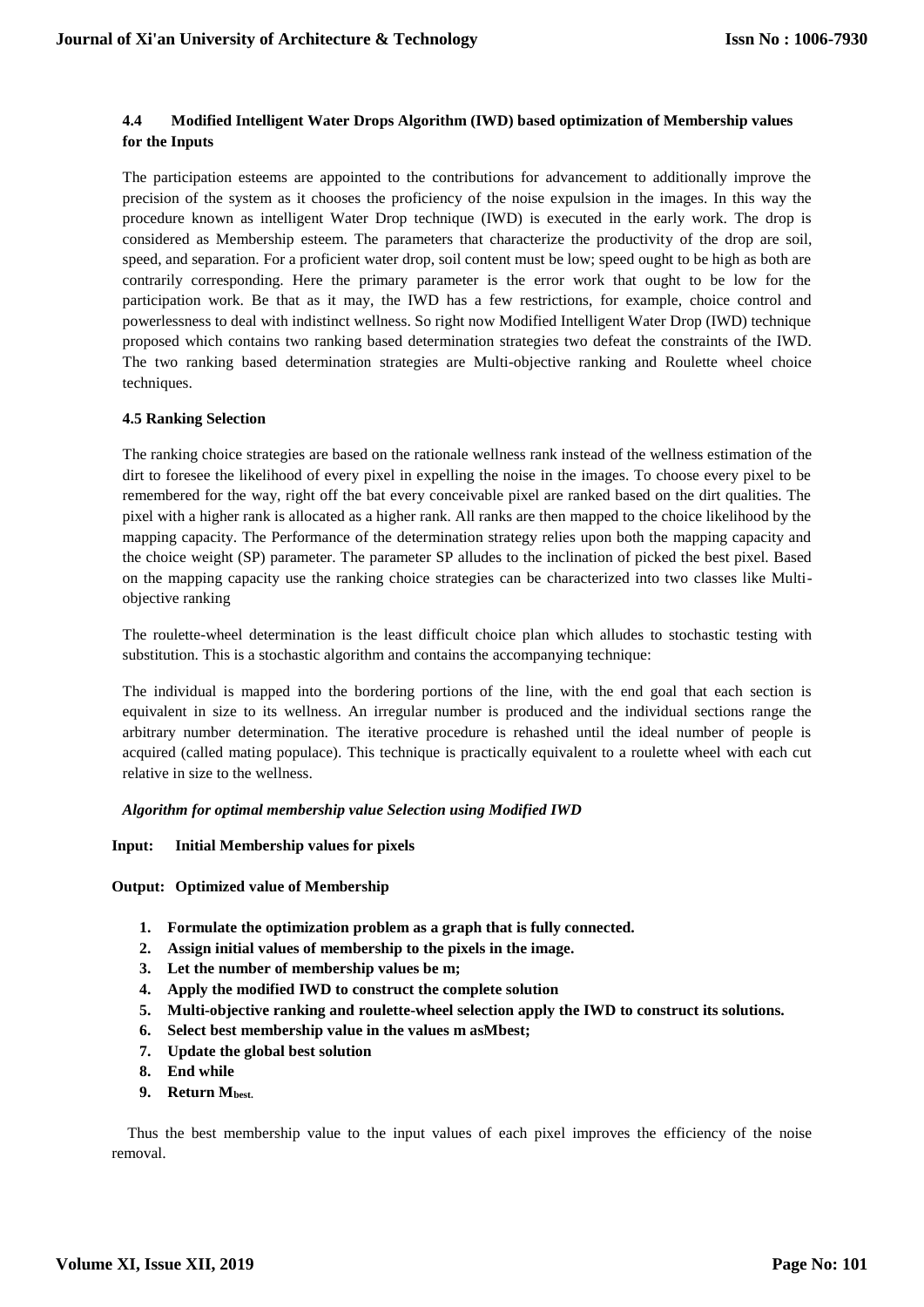### 4.4 Modified Intelligent Water Drops Algorithm (IWD) based optimization of Membership values for the Inputs

The participation esteems are appointed to the contributions for advancement to additionally improve the precision of the system as it chooses the proficiency of the noise expulsion in the images. In this way the procedure known as intelligent Water Drop technique (IWD) is executed in the early work. The drop is considered as Membership esteem. The parameters that characterize the productivity of the drop are soil, speed, and separation. For a proficient water drop, soil content must be low; speed ought to be high as both are contrarily corresponding. Here the primary parameter is the error work that ought to be low for the participation work. Be that as it may, the IWD has a few restrictions, for example, choice control and powerlessness to deal with indistinct wellness. So right now Modified Intelligent Water Drop (IWD) technique proposed which contains two ranking based determination strategies two defeat the constraints of the IWD. The two ranking based determination strategies are Multi-objective ranking and Roulette wheel choice techniques.

### 4.5 Ranking Selection

The ranking choice strategies are based on the rationale wellness rank instead of the wellness estimation of the dirt to foresee the likelihood of every pixel in expelling the noise in the images. To choose every pixel to be remembered for the way, right off the bat every conceivable pixel are ranked based on the dirt qualities. The pixel with a higher rank is allocated as a higher rank. All ranks are then mapped to the choice likelihood by the mapping capacity. The Performance of the determination strategy relies upon both the mapping capacity and the choice weight (SP) parameter. The parameter SP alludes to the inclination of picked the best pixel. Based on the mapping capacity use the ranking choice strategies can be characterized into two classes like Multi-objective ranking

The roulette-wheel determination is the least difficult choice plan which alludes to stochastic testing with substitution. This is a stochastic algorithm and contains the accompanying technique:

The individual is mapped into the bordering portions of the line, with the end goal that each section is equivalent in size to its wellness. An irregular number is produced and the individual sections range the arbitrary number determination. The iterative procedure is rehashed until the ideal number of people is acquired (called mating populace). This technique is practically equivalent to a roulette wheel with each cut relative in size to the wellness.

***Algorithm for optimal membership value Selection using Modified IWD***

**Input: Initial Membership values for pixels**

**Output: Optimized value of Membership**

1. **Formulate the optimization problem as a graph that is fully connected.**
2. **Assign initial values of membership to the pixels in the image.**
3. **Let the number of membership values be m;**
4. **Apply the modified IWD to construct the complete solution**
5. **Multi-objective ranking and roulette-wheel selection apply the IWD to construct its solutions.**
6. **Select best membership value in the values m asMbest;**
7. **Update the global best solution**
8. **End while**
9. **Return $M_{best.}$**

Thus the best membership value to the input values of each pixel improves the efficiency of the noise removal.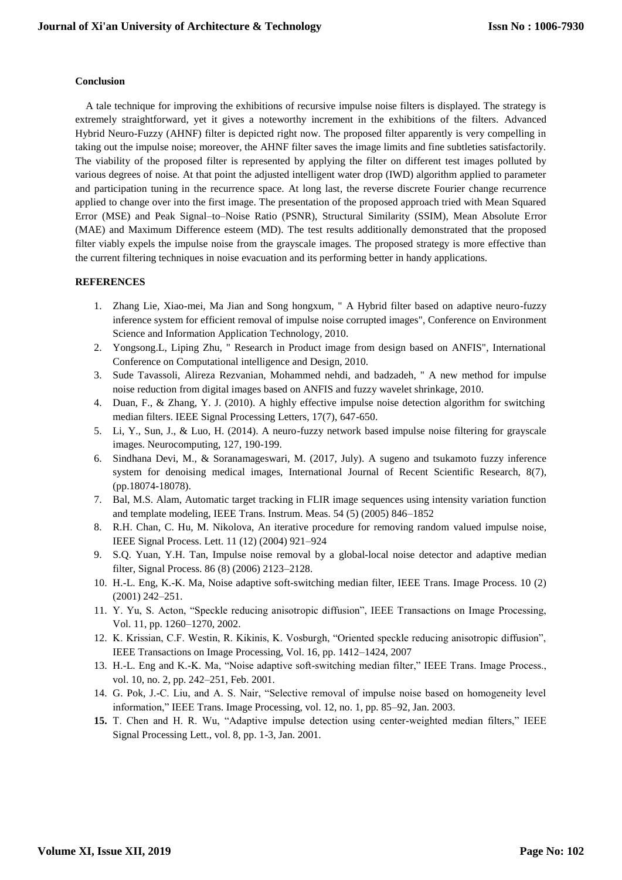## Conclusion

A tale technique for improving the exhibitions of recursive impulse noise filters is displayed. The strategy is extremely straightforward, yet it gives a noteworthy increment in the exhibitions of the filters. Advanced Hybrid Neuro-Fuzzy (AHNF) filter is depicted right now. The proposed filter apparently is very compelling in taking out the impulse noise; moreover, the AHNF filter saves the image limits and fine subtleties satisfactorily. The viability of the proposed filter is represented by applying the filter on different test images polluted by various degrees of noise. At that point the adjusted intelligent water drop (IWD) algorithm applied to parameter and participation tuning in the recurrence space. At long last, the reverse discrete Fourier change recurrence applied to change over into the first image. The presentation of the proposed approach tried with Mean Squared Error (MSE) and Peak Signal–to–Noise Ratio (PSNR), Structural Similarity (SSIM), Mean Absolute Error (MAE) and Maximum Difference esteem (MD). The test results additionally demonstrated that the proposed filter viably expels the impulse noise from the grayscale images. The proposed strategy is more effective than the current filtering techniques in noise evacuation and its performing better in handy applications.

## REFERENCES

1. Zhang Lie, Xiao-mei, Ma Jian and Song hongxum, " A Hybrid filter based on adaptive neuro-fuzzy inference system for efficient removal of impulse noise corrupted images", Conference on Environment Science and Information Application Technology, 2010.
2. Yongsong.L, Liping Zhu, " Research in Product image from design based on ANFIS", International Conference on Computational intelligence and Design, 2010.
3. Sude Tavassoli, Alireza Rezvanian, Mohammed nehdi, and badzadeh, " A new method for impulse noise reduction from digital images based on ANFIS and fuzzy wavelet shrinkage, 2010.
4. Duan, F., & Zhang, Y. J. (2010). A highly effective impulse noise detection algorithm for switching median filters. IEEE Signal Processing Letters, 17(7), 647-650.
5. Li, Y., Sun, J., & Luo, H. (2014). A neuro-fuzzy network based impulse noise filtering for grayscale images. Neurocomputing, 127, 190-199.
6. Sindhana Devi, M., & Soranamageswari, M. (2017, July). A sugeno and tsukamoto fuzzy inference system for denoising medical images, International Journal of Recent Scientific Research, 8(7), (pp.18074-18078).
7. Bal, M.S. Alam, Automatic target tracking in FLIR image sequences using intensity variation function and template modeling, IEEE Trans. Instrum. Meas. 54 (5) (2005) 846–1852
8. R.H. Chan, C. Hu, M. Nikolova, An iterative procedure for removing random valued impulse noise, IEEE Signal Process. Lett. 11 (12) (2004) 921–924
9. S.Q. Yuan, Y.H. Tan, Impulse noise removal by a global-local noise detector and adaptive median filter, Signal Process. 86 (8) (2006) 2123–2128.
10. H.-L. Eng, K.-K. Ma, Noise adaptive soft-switching median filter, IEEE Trans. Image Process. 10 (2) (2001) 242–251.
11. Y. Yu, S. Acton, "Speckle reducing anisotropic diffusion", IEEE Transactions on Image Processing, Vol. 11, pp. 1260–1270, 2002.
12. K. Krissian, C.F. Westin, R. Kikinis, K. Vosburgh, "Oriented speckle reducing anisotropic diffusion", IEEE Transactions on Image Processing, Vol. 16, pp. 1412–1424, 2007
13. H.-L. Eng and K.-K. Ma, "Noise adaptive soft-switching median filter," IEEE Trans. Image Process., vol. 10, no. 2, pp. 242–251, Feb. 2001.
14. G. Pok, J.-C. Liu, and A. S. Nair, "Selective removal of impulse noise based on homogeneity level information," IEEE Trans. Image Processing, vol. 12, no. 1, pp. 85–92, Jan. 2003.
15. T. Chen and H. R. Wu, "Adaptive impulse detection using center-weighted median filters," IEEE Signal Processing Lett., vol. 8, pp. 1-3, Jan. 2001.